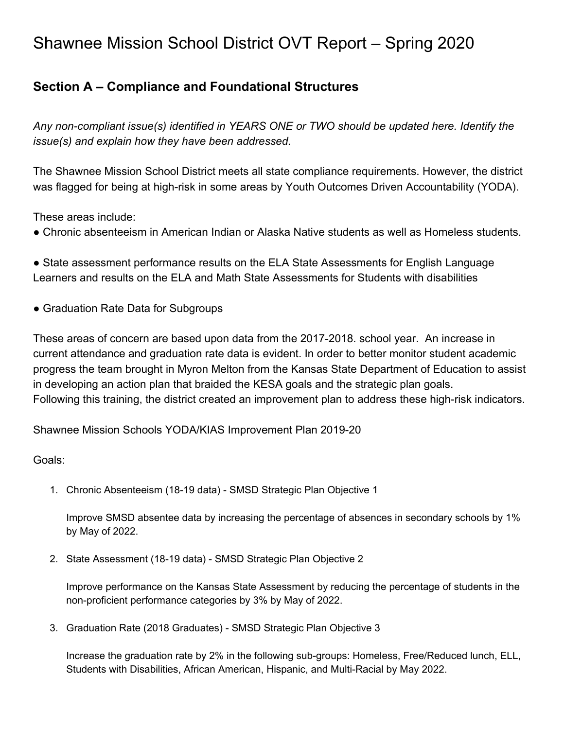# Shawnee Mission School District OVT Report – Spring 2020

## Section A – Compliance and Foundational Structures

*Any non-compliant issue(s) identified in YEARS ONE or TWO should be updated here. Identify the issue(s) and explain how they have been addressed.*

The Shawnee Mission School District meets all state compliance requirements. However, the district was flagged for being at high-risk in some areas by Youth Outcomes Driven Accountability (YODA).

These areas include:

● Chronic absenteeism in American Indian or Alaska Native students as well as Homeless students.

● State assessment performance results on the ELA State Assessments for English Language Learners and results on the ELA and Math State Assessments for Students with disabilities

● Graduation Rate Data for Subgroups

These areas of concern are based upon data from the 2017-2018. school year. An increase in current attendance and graduation rate data is evident. In order to better monitor student academic progress the team brought in Myron Melton from the Kansas State Department of Education to assist in developing an action plan that braided the KESA goals and the strategic plan goals. Following this training, the district created an improvement plan to address these high-risk indicators.

Shawnee Mission Schools YODA/KIAS Improvement Plan 2019-20

Goals:

1. Chronic Absenteeism (18-19 data) - SMSD Strategic Plan Objective 1

   Improve SMSD absentee data by increasing the percentage of absences in secondary schools by 1% by May of 2022.

2. State Assessment (18-19 data) - SMSD Strategic Plan Objective 2

   Improve performance on the Kansas State Assessment by reducing the percentage of students in the non-proficient performance categories by 3% by May of 2022.

3. Graduation Rate (2018 Graduates) - SMSD Strategic Plan Objective 3

   Increase the graduation rate by 2% in the following sub-groups: Homeless, Free/Reduced lunch, ELL, Students with Disabilities, African American, Hispanic, and Multi-Racial by May 2022.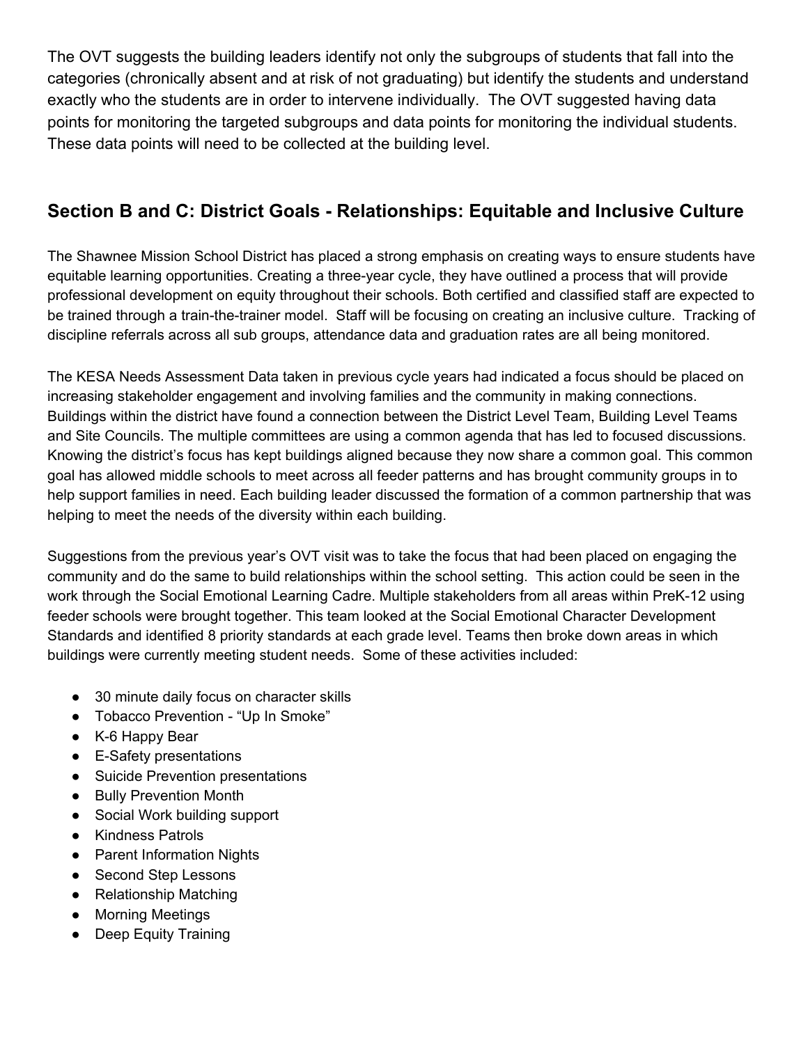The OVT suggests the building leaders identify not only the subgroups of students that fall into the categories (chronically absent and at risk of not graduating) but identify the students and understand exactly who the students are in order to intervene individually. The OVT suggested having data points for monitoring the targeted subgroups and data points for monitoring the individual students. These data points will need to be collected at the building level.

## Section B and C: District Goals - Relationships: Equitable and Inclusive Culture

The Shawnee Mission School District has placed a strong emphasis on creating ways to ensure students have equitable learning opportunities. Creating a three-year cycle, they have outlined a process that will provide professional development on equity throughout their schools. Both certified and classified staff are expected to be trained through a train-the-trainer model. Staff will be focusing on creating an inclusive culture. Tracking of discipline referrals across all sub groups, attendance data and graduation rates are all being monitored.

The KESA Needs Assessment Data taken in previous cycle years had indicated a focus should be placed on increasing stakeholder engagement and involving families and the community in making connections. Buildings within the district have found a connection between the District Level Team, Building Level Teams and Site Councils. The multiple committees are using a common agenda that has led to focused discussions. Knowing the district's focus has kept buildings aligned because they now share a common goal. This common goal has allowed middle schools to meet across all feeder patterns and has brought community groups in to help support families in need. Each building leader discussed the formation of a common partnership that was helping to meet the needs of the diversity within each building.

Suggestions from the previous year's OVT visit was to take the focus that had been placed on engaging the community and do the same to build relationships within the school setting. This action could be seen in the work through the Social Emotional Learning Cadre. Multiple stakeholders from all areas within PreK-12 using feeder schools were brought together. This team looked at the Social Emotional Character Development Standards and identified 8 priority standards at each grade level. Teams then broke down areas in which buildings were currently meeting student needs. Some of these activities included:

- 30 minute daily focus on character skills
- Tobacco Prevention - "Up In Smoke"
- K-6 Happy Bear
- E-Safety presentations
- Suicide Prevention presentations
- Bully Prevention Month
- Social Work building support
- Kindness Patrols
- Parent Information Nights
- Second Step Lessons
- Relationship Matching
- Morning Meetings
- Deep Equity Training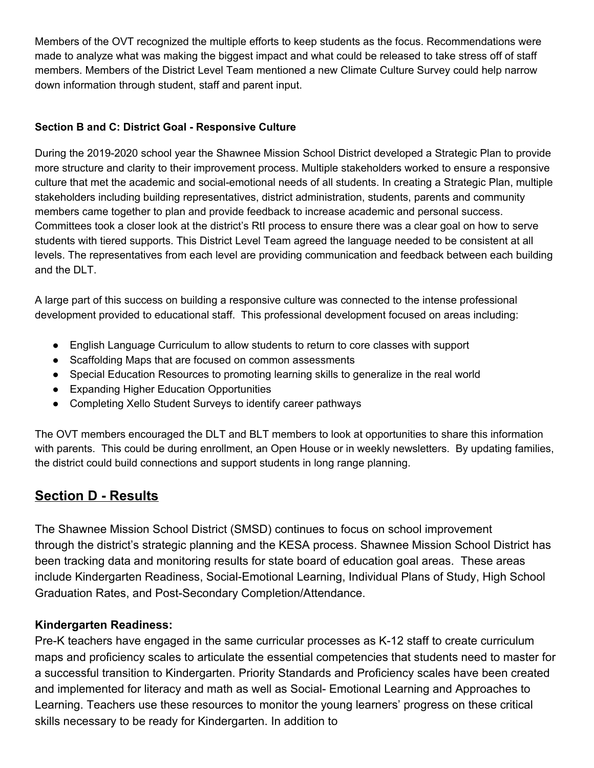Members of the OVT recognized the multiple efforts to keep students as the focus. Recommendations were made to analyze what was making the biggest impact and what could be released to take stress off of staff members. Members of the District Level Team mentioned a new Climate Culture Survey could help narrow down information through student, staff and parent input.

**Section B and C: District Goal - Responsive Culture**

During the 2019-2020 school year the Shawnee Mission School District developed a Strategic Plan to provide more structure and clarity to their improvement process. Multiple stakeholders worked to ensure a responsive culture that met the academic and social-emotional needs of all students. In creating a Strategic Plan, multiple stakeholders including building representatives, district administration, students, parents and community members came together to plan and provide feedback to increase academic and personal success. Committees took a closer look at the district's RtI process to ensure there was a clear goal on how to serve students with tiered supports. This District Level Team agreed the language needed to be consistent at all levels. The representatives from each level are providing communication and feedback between each building and the DLT.

A large part of this success on building a responsive culture was connected to the intense professional development provided to educational staff. This professional development focused on areas including:

- English Language Curriculum to allow students to return to core classes with support
- Scaffolding Maps that are focused on common assessments
- Special Education Resources to promoting learning skills to generalize in the real world
- Expanding Higher Education Opportunities
- Completing Xello Student Surveys to identify career pathways

The OVT members encouraged the DLT and BLT members to look at opportunities to share this information with parents. This could be during enrollment, an Open House or in weekly newsletters. By updating families, the district could build connections and support students in long range planning.

## Section D - Results

The Shawnee Mission School District (SMSD) continues to focus on school improvement through the district's strategic planning and the KESA process. Shawnee Mission School District has been tracking data and monitoring results for state board of education goal areas. These areas include Kindergarten Readiness, Social-Emotional Learning, Individual Plans of Study, High School Graduation Rates, and Post-Secondary Completion/Attendance.

**Kindergarten Readiness:**

Pre-K teachers have engaged in the same curricular processes as K-12 staff to create curriculum maps and proficiency scales to articulate the essential competencies that students need to master for a successful transition to Kindergarten. Priority Standards and Proficiency scales have been created and implemented for literacy and math as well as Social- Emotional Learning and Approaches to Learning. Teachers use these resources to monitor the young learners' progress on these critical skills necessary to be ready for Kindergarten. In addition to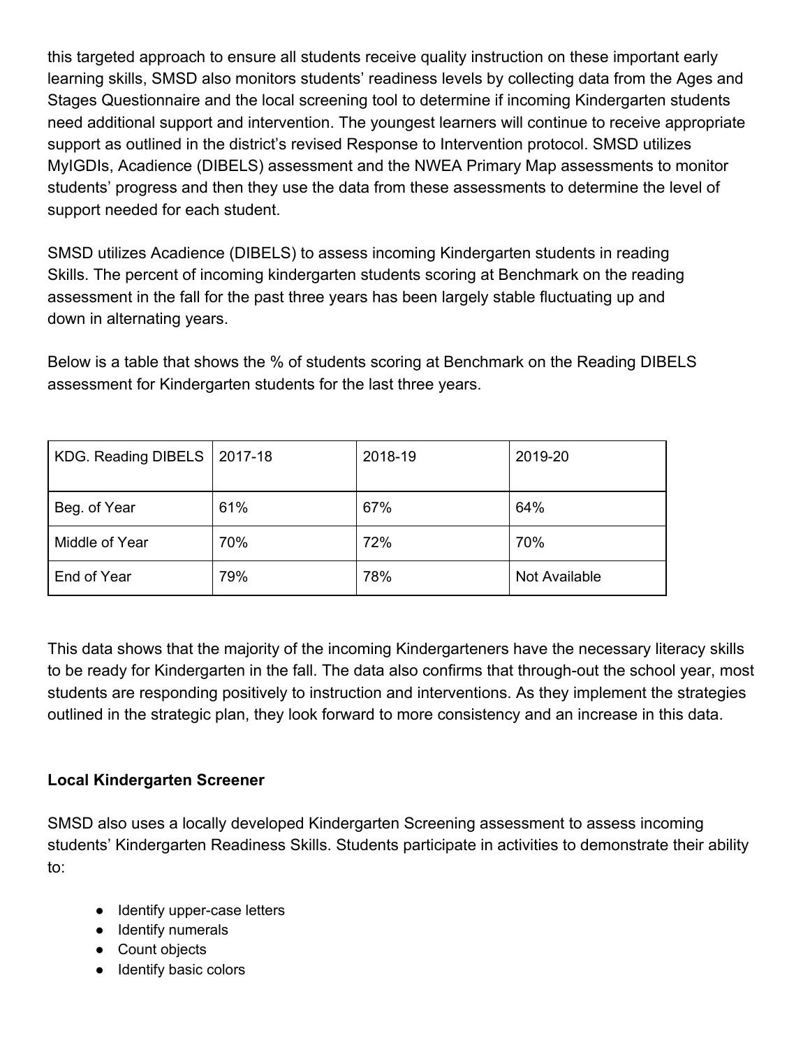this targeted approach to ensure all students receive quality instruction on these important early learning skills, SMSD also monitors students' readiness levels by collecting data from the Ages and Stages Questionnaire and the local screening tool to determine if incoming Kindergarten students need additional support and intervention. The youngest learners will continue to receive appropriate support as outlined in the district's revised Response to Intervention protocol. SMSD utilizes MyIGDIs, Acadience (DIBELS) assessment and the NWEA Primary Map assessments to monitor students' progress and then they use the data from these assessments to determine the level of support needed for each student.

SMSD utilizes Acadience (DIBELS) to assess incoming Kindergarten students in reading Skills. The percent of incoming kindergarten students scoring at Benchmark on the reading assessment in the fall for the past three years has been largely stable fluctuating up and down in alternating years.

Below is a table that shows the % of students scoring at Benchmark on the Reading DIBELS assessment for Kindergarten students for the last three years.

| KDG. Reading DIBELS | 2017-18 | 2018-19 | 2019-20 |
|---|---|---|---|
| Beg. of Year | 61% | 67% | 64% |
| Middle of Year | 70% | 72% | 70% |
| End of Year | 79% | 78% | Not Available |

This data shows that the majority of the incoming Kindergarteners have the necessary literacy skills to be ready for Kindergarten in the fall. The data also confirms that through-out the school year, most students are responding positively to instruction and interventions. As they implement the strategies outlined in the strategic plan, they look forward to more consistency and an increase in this data.

**Local Kindergarten Screener**

SMSD also uses a locally developed Kindergarten Screening assessment to assess incoming students' Kindergarten Readiness Skills. Students participate in activities to demonstrate their ability to:

- Identify upper-case letters
- Identify numerals
- Count objects
- Identify basic colors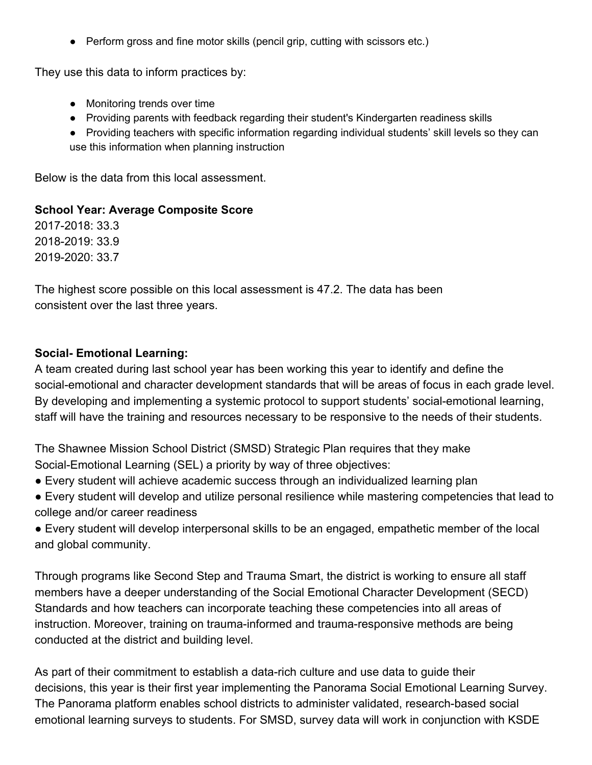- Perform gross and fine motor skills (pencil grip, cutting with scissors etc.)

They use this data to inform practices by:

- Monitoring trends over time
- Providing parents with feedback regarding their student's Kindergarten readiness skills
- Providing teachers with specific information regarding individual students' skill levels so they can use this information when planning instruction

Below is the data from this local assessment.

**School Year: Average Composite Score**
2017-2018: 33.3
2018-2019: 33.9
2019-2020: 33.7

The highest score possible on this local assessment is 47.2. The data has been consistent over the last three years.

**Social- Emotional Learning:**
A team created during last school year has been working this year to identify and define the social-emotional and character development standards that will be areas of focus in each grade level. By developing and implementing a systemic protocol to support students' social-emotional learning, staff will have the training and resources necessary to be responsive to the needs of their students.

The Shawnee Mission School District (SMSD) Strategic Plan requires that they make Social-Emotional Learning (SEL) a priority by way of three objectives:

- Every student will achieve academic success through an individualized learning plan
- Every student will develop and utilize personal resilience while mastering competencies that lead to college and/or career readiness
- Every student will develop interpersonal skills to be an engaged, empathetic member of the local and global community.

Through programs like Second Step and Trauma Smart, the district is working to ensure all staff members have a deeper understanding of the Social Emotional Character Development (SECD) Standards and how teachers can incorporate teaching these competencies into all areas of instruction. Moreover, training on trauma-informed and trauma-responsive methods are being conducted at the district and building level.

As part of their commitment to establish a data-rich culture and use data to guide their decisions, this year is their first year implementing the Panorama Social Emotional Learning Survey. The Panorama platform enables school districts to administer validated, research-based social emotional learning surveys to students. For SMSD, survey data will work in conjunction with KSDE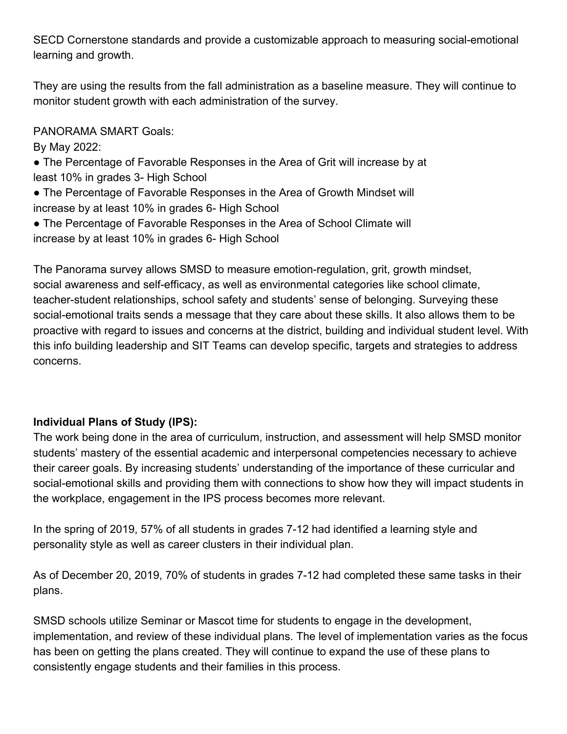SECD Cornerstone standards and provide a customizable approach to measuring social-emotional learning and growth.

They are using the results from the fall administration as a baseline measure. They will continue to monitor student growth with each administration of the survey.

PANORAMA SMART Goals:
By May 2022:

- The Percentage of Favorable Responses in the Area of Grit will increase by at least 10% in grades 3- High School
- The Percentage of Favorable Responses in the Area of Growth Mindset will increase by at least 10% in grades 6- High School
- The Percentage of Favorable Responses in the Area of School Climate will increase by at least 10% in grades 6- High School

The Panorama survey allows SMSD to measure emotion-regulation, grit, growth mindset, social awareness and self-efficacy, as well as environmental categories like school climate, teacher-student relationships, school safety and students' sense of belonging. Surveying these social-emotional traits sends a message that they care about these skills. It also allows them to be proactive with regard to issues and concerns at the district, building and individual student level. With this info building leadership and SIT Teams can develop specific, targets and strategies to address concerns.

**Individual Plans of Study (IPS):**
The work being done in the area of curriculum, instruction, and assessment will help SMSD monitor students' mastery of the essential academic and interpersonal competencies necessary to achieve their career goals. By increasing students' understanding of the importance of these curricular and social-emotional skills and providing them with connections to show how they will impact students in the workplace, engagement in the IPS process becomes more relevant.

In the spring of 2019, 57% of all students in grades 7-12 had identified a learning style and personality style as well as career clusters in their individual plan.

As of December 20, 2019, 70% of students in grades 7-12 had completed these same tasks in their plans.

SMSD schools utilize Seminar or Mascot time for students to engage in the development, implementation, and review of these individual plans. The level of implementation varies as the focus has been on getting the plans created. They will continue to expand the use of these plans to consistently engage students and their families in this process.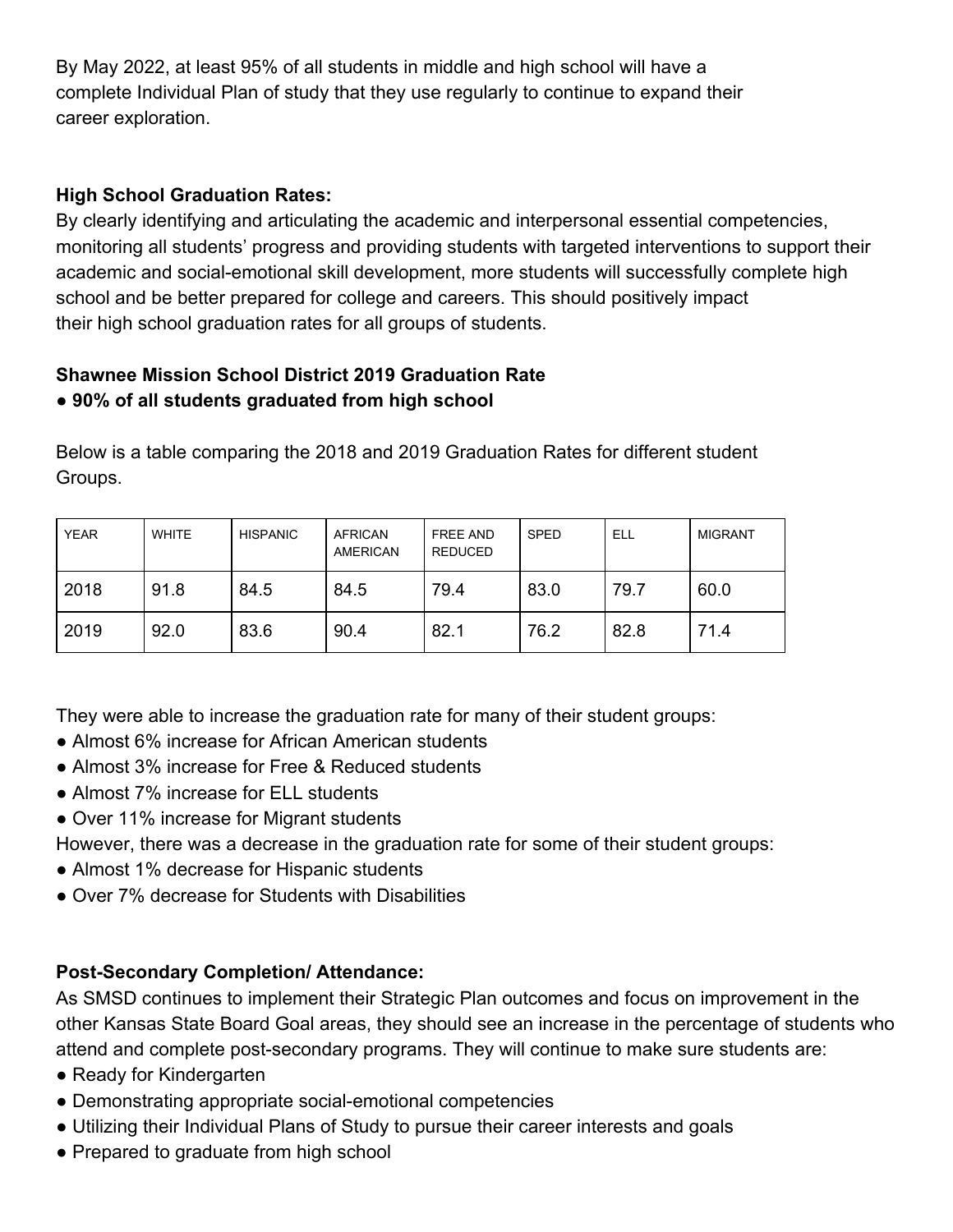By May 2022, at least 95% of all students in middle and high school will have a complete Individual Plan of study that they use regularly to continue to expand their career exploration.

**High School Graduation Rates:**

By clearly identifying and articulating the academic and interpersonal essential competencies, monitoring all students' progress and providing students with targeted interventions to support their academic and social-emotional skill development, more students will successfully complete high school and be better prepared for college and careers. This should positively impact their high school graduation rates for all groups of students.

**Shawnee Mission School District 2019 Graduation Rate**

- **90% of all students graduated from high school**

Below is a table comparing the 2018 and 2019 Graduation Rates for different student Groups.

| YEAR | WHITE | HISPANIC | AFRICAN AMERICAN | FREE AND REDUCED | SPED | ELL | MIGRANT |
|---|---|---|---|---|---|---|---|
| 2018 | 91.8 | 84.5 | 84.5 | 79.4 | 83.0 | 79.7 | 60.0 |
| 2019 | 92.0 | 83.6 | 90.4 | 82.1 | 76.2 | 82.8 | 71.4 |

They were able to increase the graduation rate for many of their student groups:

- Almost 6% increase for African American students
- Almost 3% increase for Free & Reduced students
- Almost 7% increase for ELL students
- Over 11% increase for Migrant students

However, there was a decrease in the graduation rate for some of their student groups:

- Almost 1% decrease for Hispanic students
- Over 7% decrease for Students with Disabilities

**Post-Secondary Completion/ Attendance:**

As SMSD continues to implement their Strategic Plan outcomes and focus on improvement in the other Kansas State Board Goal areas, they should see an increase in the percentage of students who attend and complete post-secondary programs. They will continue to make sure students are:

- Ready for Kindergarten
- Demonstrating appropriate social-emotional competencies
- Utilizing their Individual Plans of Study to pursue their career interests and goals
- Prepared to graduate from high school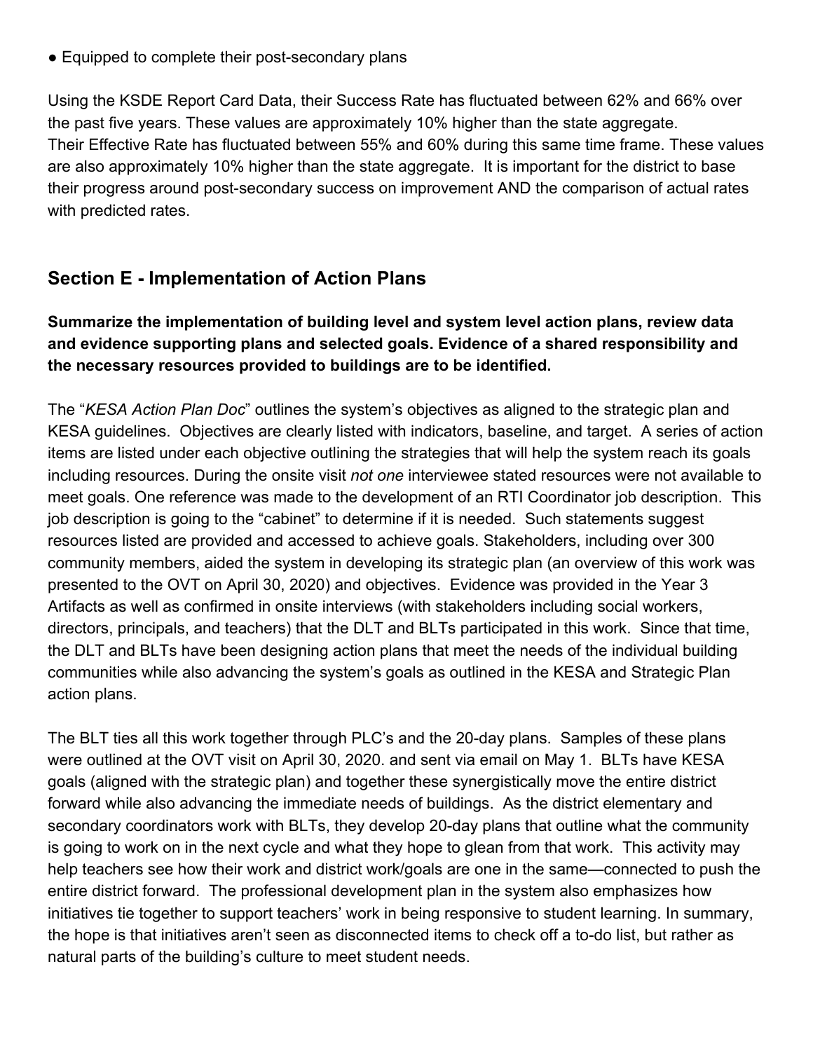- Equipped to complete their post-secondary plans

Using the KSDE Report Card Data, their Success Rate has fluctuated between 62% and 66% over the past five years. These values are approximately 10% higher than the state aggregate. Their Effective Rate has fluctuated between 55% and 60% during this same time frame. These values are also approximately 10% higher than the state aggregate. It is important for the district to base their progress around post-secondary success on improvement AND the comparison of actual rates with predicted rates.

## Section E - Implementation of Action Plans

**Summarize the implementation of building level and system level action plans, review data and evidence supporting plans and selected goals. Evidence of a shared responsibility and the necessary resources provided to buildings are to be identified.**

The "*KESA Action Plan Doc*" outlines the system's objectives as aligned to the strategic plan and KESA guidelines. Objectives are clearly listed with indicators, baseline, and target. A series of action items are listed under each objective outlining the strategies that will help the system reach its goals including resources. During the onsite visit *not one* interviewee stated resources were not available to meet goals. One reference was made to the development of an RTI Coordinator job description. This job description is going to the "cabinet" to determine if it is needed. Such statements suggest resources listed are provided and accessed to achieve goals. Stakeholders, including over 300 community members, aided the system in developing its strategic plan (an overview of this work was presented to the OVT on April 30, 2020) and objectives. Evidence was provided in the Year 3 Artifacts as well as confirmed in onsite interviews (with stakeholders including social workers, directors, principals, and teachers) that the DLT and BLTs participated in this work. Since that time, the DLT and BLTs have been designing action plans that meet the needs of the individual building communities while also advancing the system's goals as outlined in the KESA and Strategic Plan action plans.

The BLT ties all this work together through PLC's and the 20-day plans. Samples of these plans were outlined at the OVT visit on April 30, 2020. and sent via email on May 1. BLTs have KESA goals (aligned with the strategic plan) and together these synergistically move the entire district forward while also advancing the immediate needs of buildings. As the district elementary and secondary coordinators work with BLTs, they develop 20-day plans that outline what the community is going to work on in the next cycle and what they hope to glean from that work. This activity may help teachers see how their work and district work/goals are one in the same—connected to push the entire district forward. The professional development plan in the system also emphasizes how initiatives tie together to support teachers' work in being responsive to student learning. In summary, the hope is that initiatives aren't seen as disconnected items to check off a to-do list, but rather as natural parts of the building's culture to meet student needs.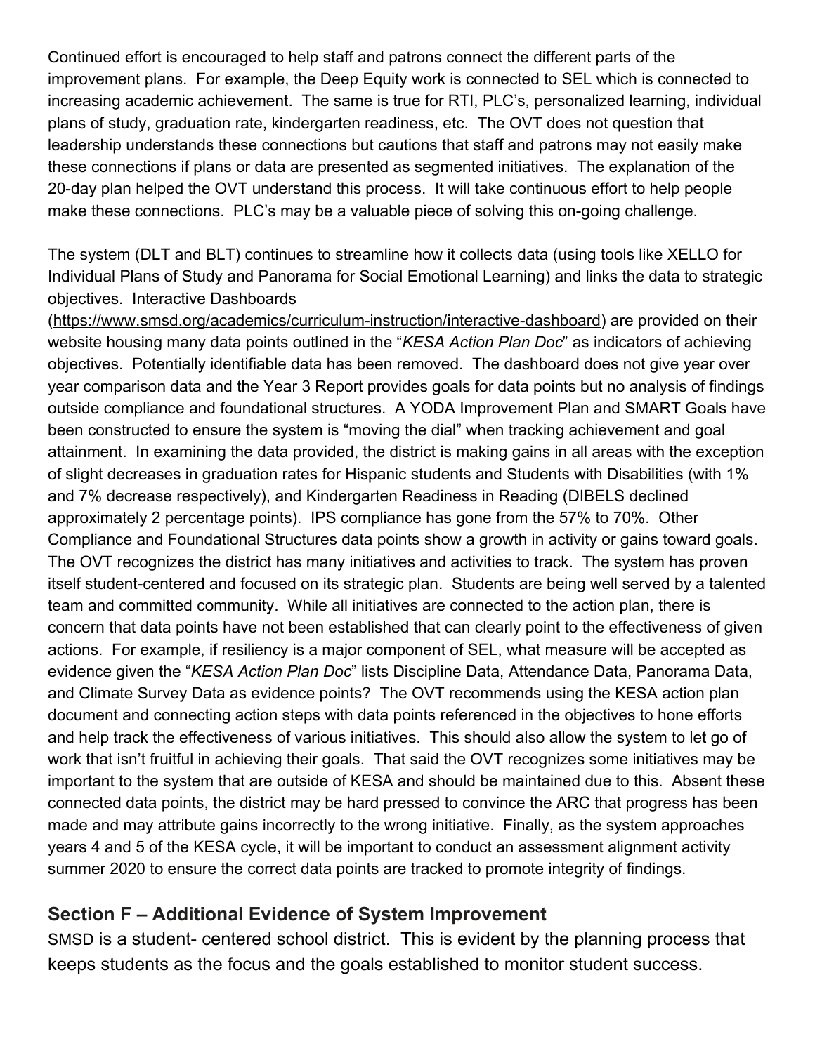Continued effort is encouraged to help staff and patrons connect the different parts of the improvement plans. For example, the Deep Equity work is connected to SEL which is connected to increasing academic achievement. The same is true for RTI, PLC's, personalized learning, individual plans of study, graduation rate, kindergarten readiness, etc. The OVT does not question that leadership understands these connections but cautions that staff and patrons may not easily make these connections if plans or data are presented as segmented initiatives. The explanation of the 20-day plan helped the OVT understand this process. It will take continuous effort to help people make these connections. PLC's may be a valuable piece of solving this on-going challenge.

The system (DLT and BLT) continues to streamline how it collects data (using tools like XELLO for Individual Plans of Study and Panorama for Social Emotional Learning) and links the data to strategic objectives. Interactive Dashboards (https://www.smsd.org/academics/curriculum-instruction/interactive-dashboard) are provided on their website housing many data points outlined in the "*KESA Action Plan Doc*" as indicators of achieving objectives. Potentially identifiable data has been removed. The dashboard does not give year over year comparison data and the Year 3 Report provides goals for data points but no analysis of findings outside compliance and foundational structures. A YODA Improvement Plan and SMART Goals have been constructed to ensure the system is "moving the dial" when tracking achievement and goal attainment. In examining the data provided, the district is making gains in all areas with the exception of slight decreases in graduation rates for Hispanic students and Students with Disabilities (with 1% and 7% decrease respectively), and Kindergarten Readiness in Reading (DIBELS declined approximately 2 percentage points). IPS compliance has gone from the 57% to 70%. Other Compliance and Foundational Structures data points show a growth in activity or gains toward goals. The OVT recognizes the district has many initiatives and activities to track. The system has proven itself student-centered and focused on its strategic plan. Students are being well served by a talented team and committed community. While all initiatives are connected to the action plan, there is concern that data points have not been established that can clearly point to the effectiveness of given actions. For example, if resiliency is a major component of SEL, what measure will be accepted as evidence given the "*KESA Action Plan Doc*" lists Discipline Data, Attendance Data, Panorama Data, and Climate Survey Data as evidence points? The OVT recommends using the KESA action plan document and connecting action steps with data points referenced in the objectives to hone efforts and help track the effectiveness of various initiatives. This should also allow the system to let go of work that isn't fruitful in achieving their goals. That said the OVT recognizes some initiatives may be important to the system that are outside of KESA and should be maintained due to this. Absent these connected data points, the district may be hard pressed to convince the ARC that progress has been made and may attribute gains incorrectly to the wrong initiative. Finally, as the system approaches years 4 and 5 of the KESA cycle, it will be important to conduct an assessment alignment activity summer 2020 to ensure the correct data points are tracked to promote integrity of findings.

## Section F – Additional Evidence of System Improvement

SMSD is a student- centered school district. This is evident by the planning process that keeps students as the focus and the goals established to monitor student success.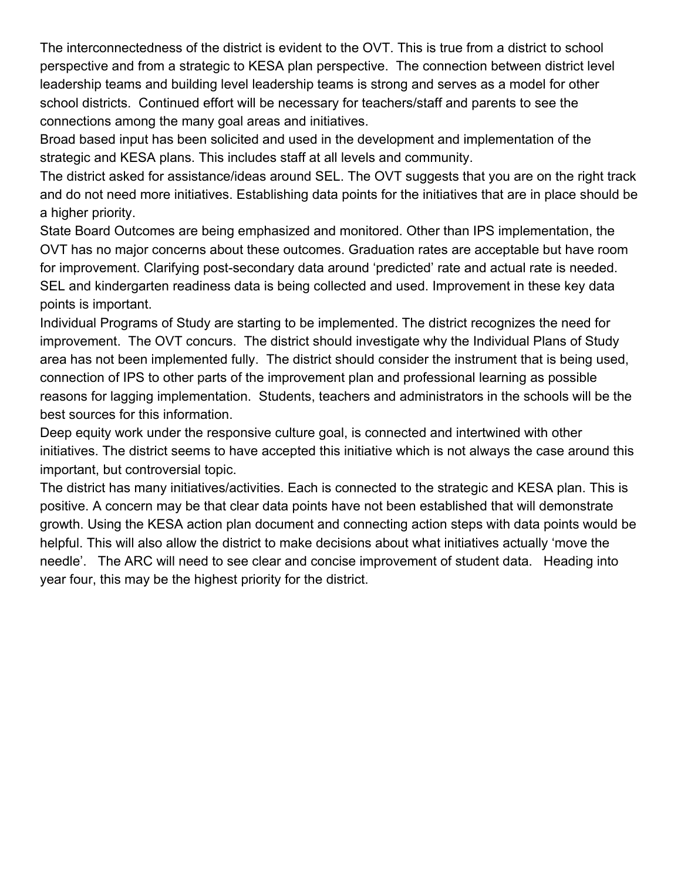The interconnectedness of the district is evident to the OVT. This is true from a district to school perspective and from a strategic to KESA plan perspective. The connection between district level leadership teams and building level leadership teams is strong and serves as a model for other school districts. Continued effort will be necessary for teachers/staff and parents to see the connections among the many goal areas and initiatives.

Broad based input has been solicited and used in the development and implementation of the strategic and KESA plans. This includes staff at all levels and community.

The district asked for assistance/ideas around SEL. The OVT suggests that you are on the right track and do not need more initiatives. Establishing data points for the initiatives that are in place should be a higher priority.

State Board Outcomes are being emphasized and monitored. Other than IPS implementation, the OVT has no major concerns about these outcomes. Graduation rates are acceptable but have room for improvement. Clarifying post-secondary data around 'predicted' rate and actual rate is needed. SEL and kindergarten readiness data is being collected and used. Improvement in these key data points is important.

Individual Programs of Study are starting to be implemented. The district recognizes the need for improvement. The OVT concurs. The district should investigate why the Individual Plans of Study area has not been implemented fully. The district should consider the instrument that is being used, connection of IPS to other parts of the improvement plan and professional learning as possible reasons for lagging implementation. Students, teachers and administrators in the schools will be the best sources for this information.

Deep equity work under the responsive culture goal, is connected and intertwined with other initiatives. The district seems to have accepted this initiative which is not always the case around this important, but controversial topic.

The district has many initiatives/activities. Each is connected to the strategic and KESA plan. This is positive. A concern may be that clear data points have not been established that will demonstrate growth. Using the KESA action plan document and connecting action steps with data points would be helpful. This will also allow the district to make decisions about what initiatives actually 'move the needle'. The ARC will need to see clear and concise improvement of student data. Heading into year four, this may be the highest priority for the district.